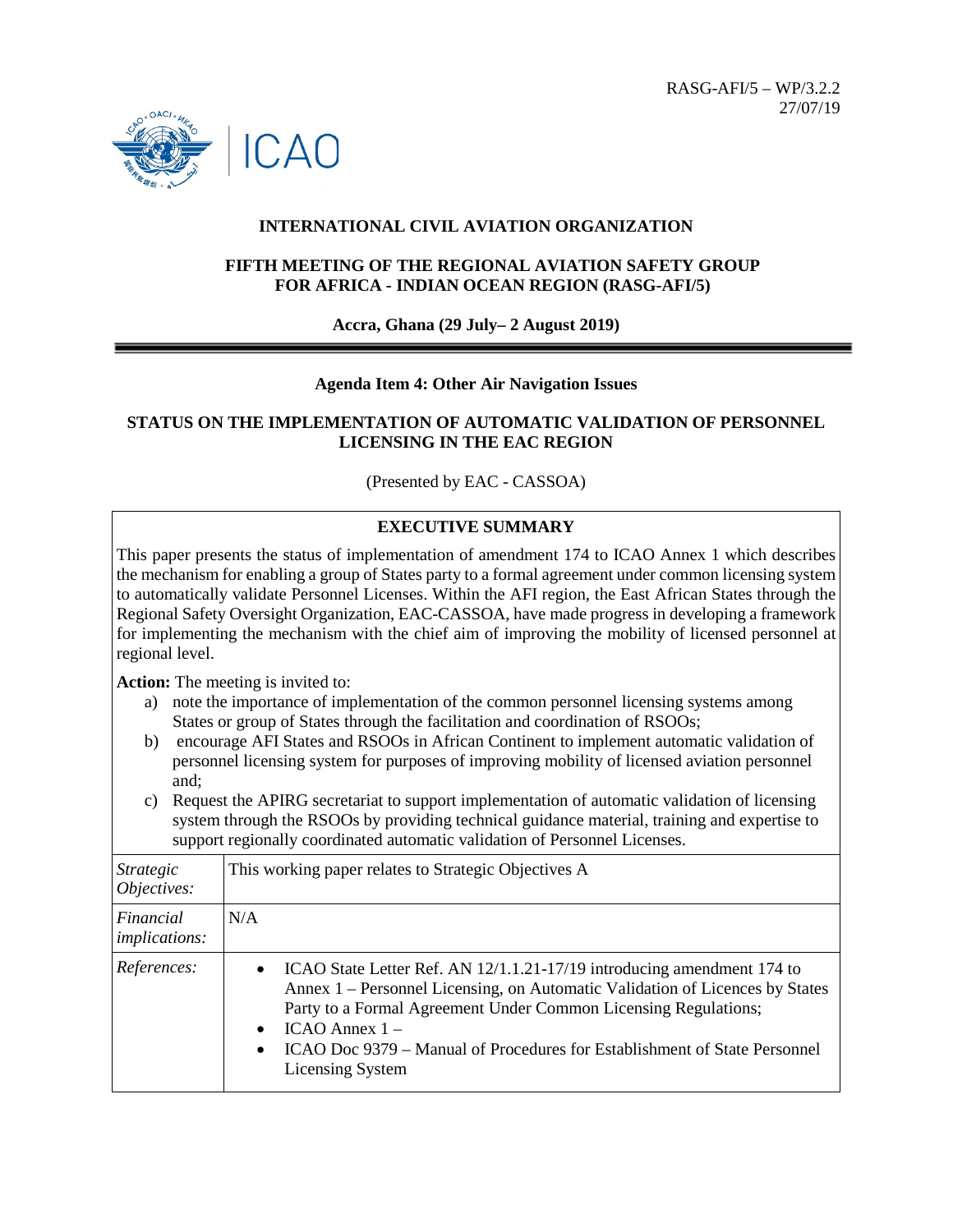RASG-AFI/5 – WP/3.2.2
27/07/19

# INTERNATIONAL CIVIL AVIATION ORGANIZATION

## FIFTH MEETING OF THE REGIONAL AVIATION SAFETY GROUP FOR AFRICA - INDIAN OCEAN REGION (RASG-AFI/5)

**Accra, Ghana (29 July– 2 August 2019)**

**Agenda Item 4: Other Air Navigation Issues**

## STATUS ON THE IMPLEMENTATION OF AUTOMATIC VALIDATION OF PERSONNEL LICENSING IN THE EAC REGION

(Presented by EAC - CASSOA)

| **EXECUTIVE SUMMARY** | |
|---|---|
| This paper presents the status of implementation of amendment 174 to ICAO Annex 1 which describes the mechanism for enabling a group of States party to a formal agreement under common licensing system to automatically validate Personnel Licenses. Within the AFI region, the East African States through the Regional Safety Oversight Organization, EAC-CASSOA, have made progress in developing a framework for implementing the mechanism with the chief aim of improving the mobility of licensed personnel at regional level.<br><br>**Action:** The meeting is invited to:<br>a) note the importance of implementation of the common personnel licensing systems among States or group of States through the facilitation and coordination of RSOOs;<br>b) encourage AFI States and RSOOs in African Continent to implement automatic validation of personnel licensing system for purposes of improving mobility of licensed aviation personnel and;<br>c) Request the APIRG secretariat to support implementation of automatic validation of licensing system through the RSOOs by providing technical guidance material, training and expertise to support regionally coordinated automatic validation of Personnel Licenses. | |
| *Strategic Objectives:* | This working paper relates to Strategic Objectives A |
| *Financial implications:* | N/A |
| *References:* | • ICAO State Letter Ref. AN 12/1.1.21-17/19 introducing amendment 174 to Annex 1 – Personnel Licensing, on Automatic Validation of Licences by States Party to a Formal Agreement Under Common Licensing Regulations;<br>• ICAO Annex 1 –<br>• ICAO Doc 9379 – Manual of Procedures for Establishment of State Personnel Licensing System |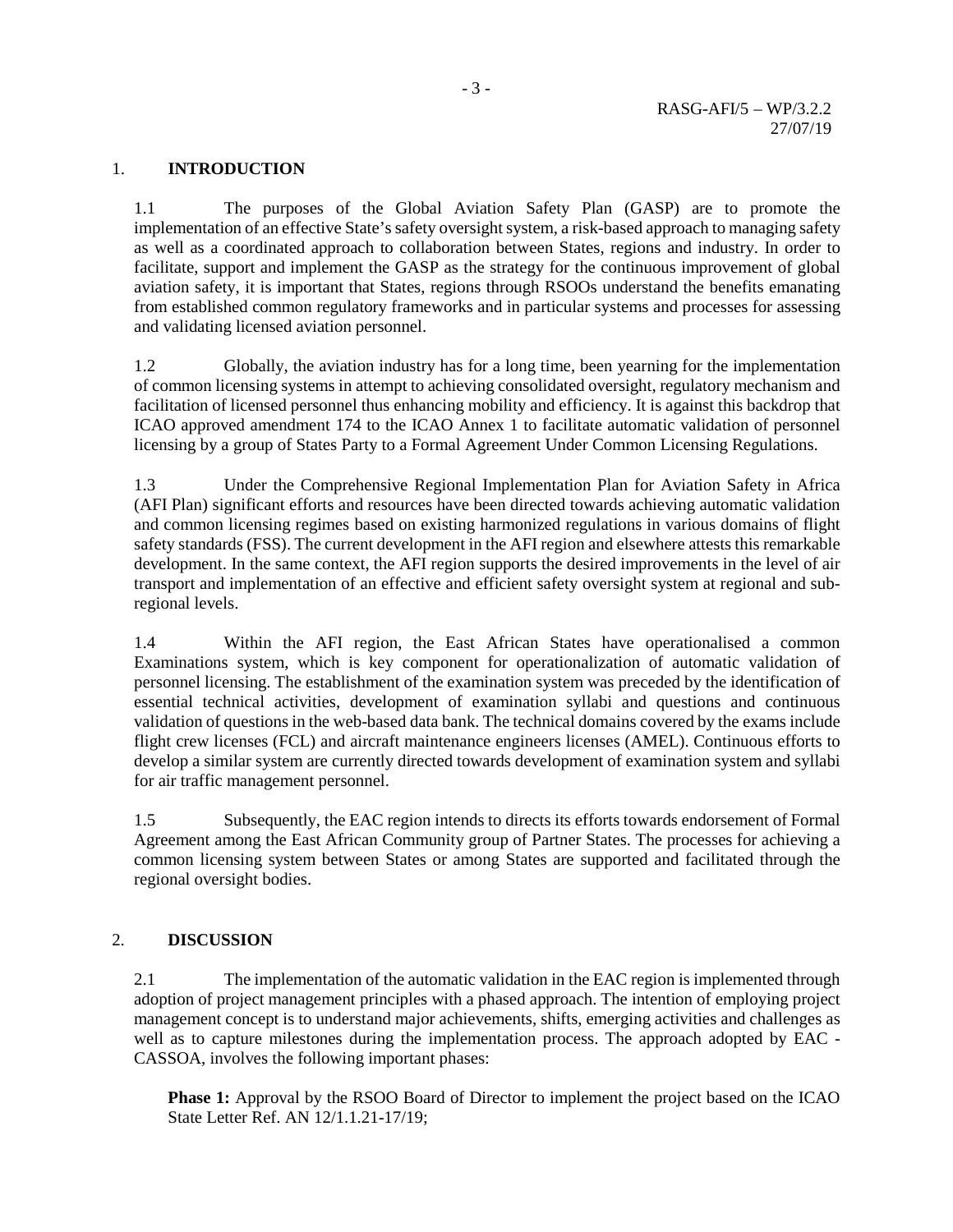## 1. INTRODUCTION

1.1 The purposes of the Global Aviation Safety Plan (GASP) are to promote the implementation of an effective State's safety oversight system, a risk-based approach to managing safety as well as a coordinated approach to collaboration between States, regions and industry. In order to facilitate, support and implement the GASP as the strategy for the continuous improvement of global aviation safety, it is important that States, regions through RSOOs understand the benefits emanating from established common regulatory frameworks and in particular systems and processes for assessing and validating licensed aviation personnel.

1.2 Globally, the aviation industry has for a long time, been yearning for the implementation of common licensing systems in attempt to achieving consolidated oversight, regulatory mechanism and facilitation of licensed personnel thus enhancing mobility and efficiency. It is against this backdrop that ICAO approved amendment 174 to the ICAO Annex 1 to facilitate automatic validation of personnel licensing by a group of States Party to a Formal Agreement Under Common Licensing Regulations.

1.3 Under the Comprehensive Regional Implementation Plan for Aviation Safety in Africa (AFI Plan) significant efforts and resources have been directed towards achieving automatic validation and common licensing regimes based on existing harmonized regulations in various domains of flight safety standards (FSS). The current development in the AFI region and elsewhere attests this remarkable development. In the same context, the AFI region supports the desired improvements in the level of air transport and implementation of an effective and efficient safety oversight system at regional and sub-regional levels.

1.4 Within the AFI region, the East African States have operationalised a common Examinations system, which is key component for operationalization of automatic validation of personnel licensing. The establishment of the examination system was preceded by the identification of essential technical activities, development of examination syllabi and questions and continuous validation of questions in the web-based data bank. The technical domains covered by the exams include flight crew licenses (FCL) and aircraft maintenance engineers licenses (AMEL). Continuous efforts to develop a similar system are currently directed towards development of examination system and syllabi for air traffic management personnel.

1.5 Subsequently, the EAC region intends to directs its efforts towards endorsement of Formal Agreement among the East African Community group of Partner States. The processes for achieving a common licensing system between States or among States are supported and facilitated through the regional oversight bodies.

## 2. DISCUSSION

2.1 The implementation of the automatic validation in the EAC region is implemented through adoption of project management principles with a phased approach. The intention of employing project management concept is to understand major achievements, shifts, emerging activities and challenges as well as to capture milestones during the implementation process. The approach adopted by EAC - CASSOA, involves the following important phases:

**Phase 1:** Approval by the RSOO Board of Director to implement the project based on the ICAO State Letter Ref. AN 12/1.1.21-17/19;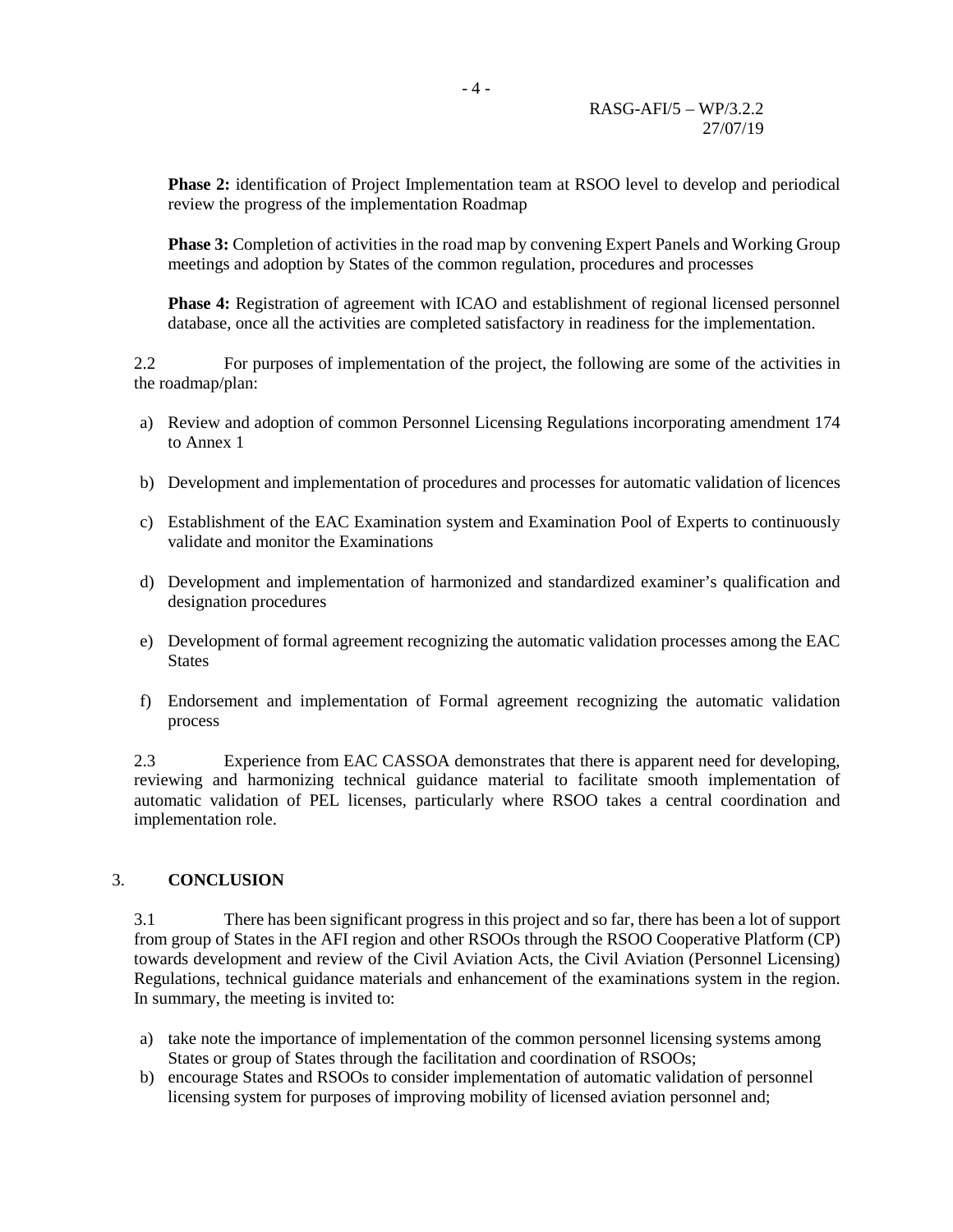**Phase 2:** identification of Project Implementation team at RSOO level to develop and periodical review the progress of the implementation Roadmap

**Phase 3:** Completion of activities in the road map by convening Expert Panels and Working Group meetings and adoption by States of the common regulation, procedures and processes

**Phase 4:** Registration of agreement with ICAO and establishment of regional licensed personnel database, once all the activities are completed satisfactory in readiness for the implementation.

2.2 For purposes of implementation of the project, the following are some of the activities in the roadmap/plan:

a) Review and adoption of common Personnel Licensing Regulations incorporating amendment 174 to Annex 1

b) Development and implementation of procedures and processes for automatic validation of licences

c) Establishment of the EAC Examination system and Examination Pool of Experts to continuously validate and monitor the Examinations

d) Development and implementation of harmonized and standardized examiner's qualification and designation procedures

e) Development of formal agreement recognizing the automatic validation processes among the EAC States

f) Endorsement and implementation of Formal agreement recognizing the automatic validation process

2.3 Experience from EAC CASSOA demonstrates that there is apparent need for developing, reviewing and harmonizing technical guidance material to facilitate smooth implementation of automatic validation of PEL licenses, particularly where RSOO takes a central coordination and implementation role.

## 3. CONCLUSION

3.1 There has been significant progress in this project and so far, there has been a lot of support from group of States in the AFI region and other RSOOs through the RSOO Cooperative Platform (CP) towards development and review of the Civil Aviation Acts, the Civil Aviation (Personnel Licensing) Regulations, technical guidance materials and enhancement of the examinations system in the region. In summary, the meeting is invited to:

a) take note the importance of implementation of the common personnel licensing systems among States or group of States through the facilitation and coordination of RSOOs;
b) encourage States and RSOOs to consider implementation of automatic validation of personnel licensing system for purposes of improving mobility of licensed aviation personnel and;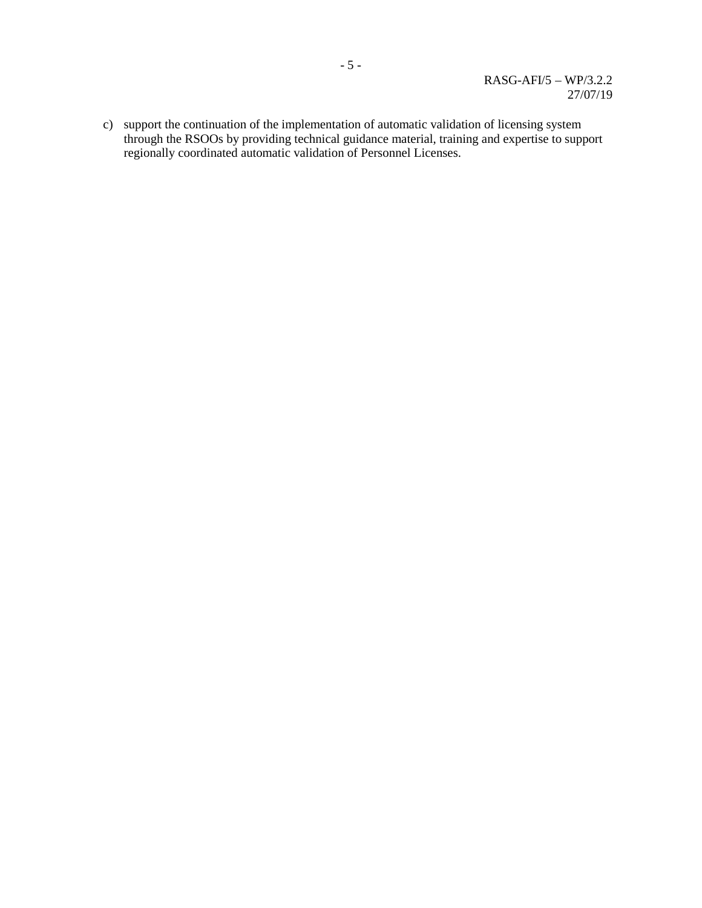c) support the continuation of the implementation of automatic validation of licensing system through the RSOOs by providing technical guidance material, training and expertise to support regionally coordinated automatic validation of Personnel Licenses.